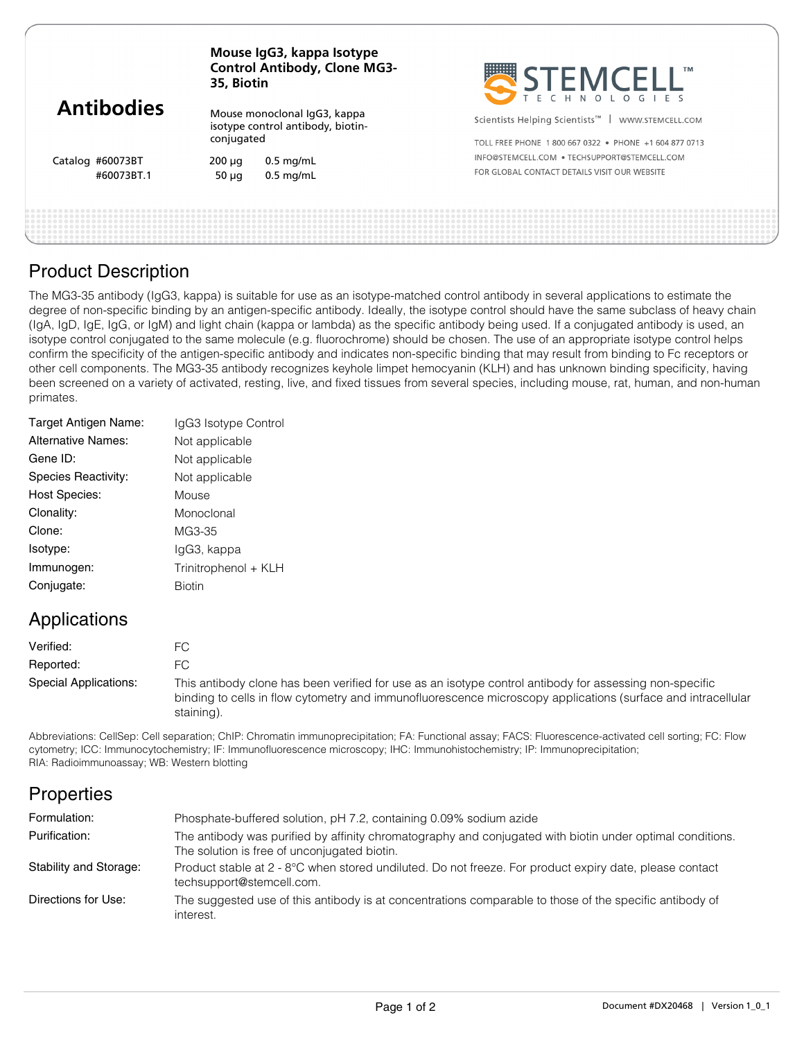# Antibodies

**Mouse IgG3, kappa Isotype Control Antibody, Clone MG3-35, Biotin**

Mouse monoclonal IgG3, kappa isotype control antibody, biotin-conjugated

| Catalog | | |
|---|---|---|
| #60073BT | 200 µg | 0.5 mg/mL |
| #60073BT.1 | 50 µg | 0.5 mg/mL |

STEMCELL™ TECHNOLOGIES

Scientists Helping Scientists™ | WWW.STEMCELL.COM

TOLL FREE PHONE 1 800 667 0322 • PHONE +1 604 877 0713
INFO@STEMCELL.COM • TECHSUPPORT@STEMCELL.COM
FOR GLOBAL CONTACT DETAILS VISIT OUR WEBSITE

## Product Description

The MG3-35 antibody (IgG3, kappa) is suitable for use as an isotype-matched control antibody in several applications to estimate the degree of non-specific binding by an antigen-specific antibody. Ideally, the isotype control should have the same subclass of heavy chain (IgA, IgD, IgE, IgG, or IgM) and light chain (kappa or lambda) as the specific antibody being used. If a conjugated antibody is used, an isotype control conjugated to the same molecule (e.g. fluorochrome) should be chosen. The use of an appropriate isotype control helps confirm the specificity of the antigen-specific antibody and indicates non-specific binding that may result from binding to Fc receptors or other cell components. The MG3-35 antibody recognizes keyhole limpet hemocyanin (KLH) and has unknown binding specificity, having been screened on a variety of activated, resting, live, and fixed tissues from several species, including mouse, rat, human, and non-human primates.

| | |
|---|---|
| Target Antigen Name: | IgG3 Isotype Control |
| Alternative Names: | Not applicable |
| Gene ID: | Not applicable |
| Species Reactivity: | Not applicable |
| Host Species: | Mouse |
| Clonality: | Monoclonal |
| Clone: | MG3-35 |
| Isotype: | IgG3, kappa |
| Immunogen: | Trinitrophenol + KLH |
| Conjugate: | Biotin |

## Applications

| | |
|---|---|
| Verified: | FC |
| Reported: | FC |
| Special Applications: | This antibody clone has been verified for use as an isotype control antibody for assessing non-specific binding to cells in flow cytometry and immunofluorescence microscopy applications (surface and intracellular staining). |

Abbreviations: CellSep: Cell separation; ChIP: Chromatin immunoprecipitation; FA: Functional assay; FACS: Fluorescence-activated cell sorting; FC: Flow cytometry; ICC: Immunocytochemistry; IF: Immunofluorescence microscopy; IHC: Immunohistochemistry; IP: Immunoprecipitation; RIA: Radioimmunoassay; WB: Western blotting

## Properties

| | |
|---|---|
| Formulation: | Phosphate-buffered solution, pH 7.2, containing 0.09% sodium azide |
| Purification: | The antibody was purified by affinity chromatography and conjugated with biotin under optimal conditions. The solution is free of unconjugated biotin. |
| Stability and Storage: | Product stable at 2 - 8°C when stored undiluted. Do not freeze. For product expiry date, please contact techsupport@stemcell.com. |
| Directions for Use: | The suggested use of this antibody is at concentrations comparable to those of the specific antibody of interest. |

Document #DX20468 | Version 1_0_1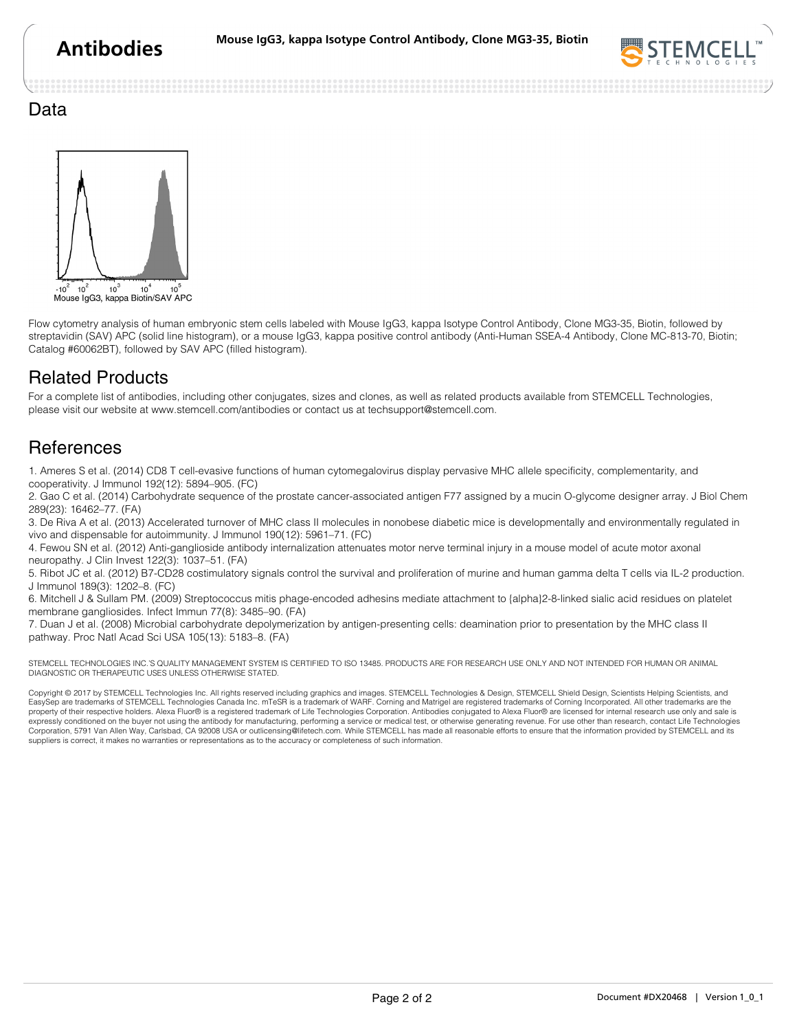## Data

$-10^2$ $10^2$ $10^3$ $10^4$ $10^5$

Mouse IgG3, kappa Biotin/SAV APC

Flow cytometry analysis of human embryonic stem cells labeled with Mouse IgG3, kappa Isotype Control Antibody, Clone MG3-35, Biotin, followed by streptavidin (SAV) APC (solid line histogram), or a mouse IgG3, kappa positive control antibody (Anti-Human SSEA-4 Antibody, Clone MC-813-70, Biotin; Catalog #60062BT), followed by SAV APC (filled histogram).

## Related Products

For a complete list of antibodies, including other conjugates, sizes and clones, as well as related products available from STEMCELL Technologies, please visit our website at www.stemcell.com/antibodies or contact us at techsupport@stemcell.com.

## References

1. Ameres S et al. (2014) CD8 T cell-evasive functions of human cytomegalovirus display pervasive MHC allele specificity, complementarity, and cooperativity. J Immunol 192(12): 5894–905. (FC)
2. Gao C et al. (2014) Carbohydrate sequence of the prostate cancer-associated antigen F77 assigned by a mucin O-glycome designer array. J Biol Chem 289(23): 16462–77. (FA)
3. De Riva A et al. (2013) Accelerated turnover of MHC class II molecules in nonobese diabetic mice is developmentally and environmentally regulated in vivo and dispensable for autoimmunity. J Immunol 190(12): 5961–71. (FC)
4. Fewou SN et al. (2012) Anti-ganglioside antibody internalization attenuates motor nerve terminal injury in a mouse model of acute motor axonal neuropathy. J Clin Invest 122(3): 1037–51. (FA)
5. Ribot JC et al. (2012) B7-CD28 costimulatory signals control the survival and proliferation of murine and human gamma delta T cells via IL-2 production. J Immunol 189(3): 1202–8. (FC)
6. Mitchell J & Sullam PM. (2009) Streptococcus mitis phage-encoded adhesins mediate attachment to {alpha}2-8-linked sialic acid residues on platelet membrane gangliosides. Infect Immun 77(8): 3485–90. (FA)
7. Duan J et al. (2008) Microbial carbohydrate depolymerization by antigen-presenting cells: deamination prior to presentation by the MHC class II pathway. Proc Natl Acad Sci USA 105(13): 5183–8. (FA)

STEMCELL TECHNOLOGIES INC.'S QUALITY MANAGEMENT SYSTEM IS CERTIFIED TO ISO 13485. PRODUCTS ARE FOR RESEARCH USE ONLY AND NOT INTENDED FOR HUMAN OR ANIMAL DIAGNOSTIC OR THERAPEUTIC USES UNLESS OTHERWISE STATED.

Copyright © 2017 by STEMCELL Technologies Inc. All rights reserved including graphics and images. STEMCELL Technologies & Design, STEMCELL Shield Design, Scientists Helping Scientists, and EasySep are trademarks of STEMCELL Technologies Canada Inc. mTeSR is a trademark of WARF. Corning and Matrigel are registered trademarks of Corning Incorporated. All other trademarks are the property of their respective holders. Alexa Fluor® is a registered trademark of Life Technologies Corporation. Antibodies conjugated to Alexa Fluor® are licensed for internal research use only and sale is expressly conditioned on the buyer not using the antibody for manufacturing, performing a service or medical test, or otherwise generating revenue. For use other than research, contact Life Technologies Corporation, 5791 Van Allen Way, Carlsbad, CA 92008 USA or outlicensing@lifetech.com. While STEMCELL has made all reasonable efforts to ensure that the information provided by STEMCELL and its suppliers is correct, it makes no warranties or representations as to the accuracy or completeness of such information.